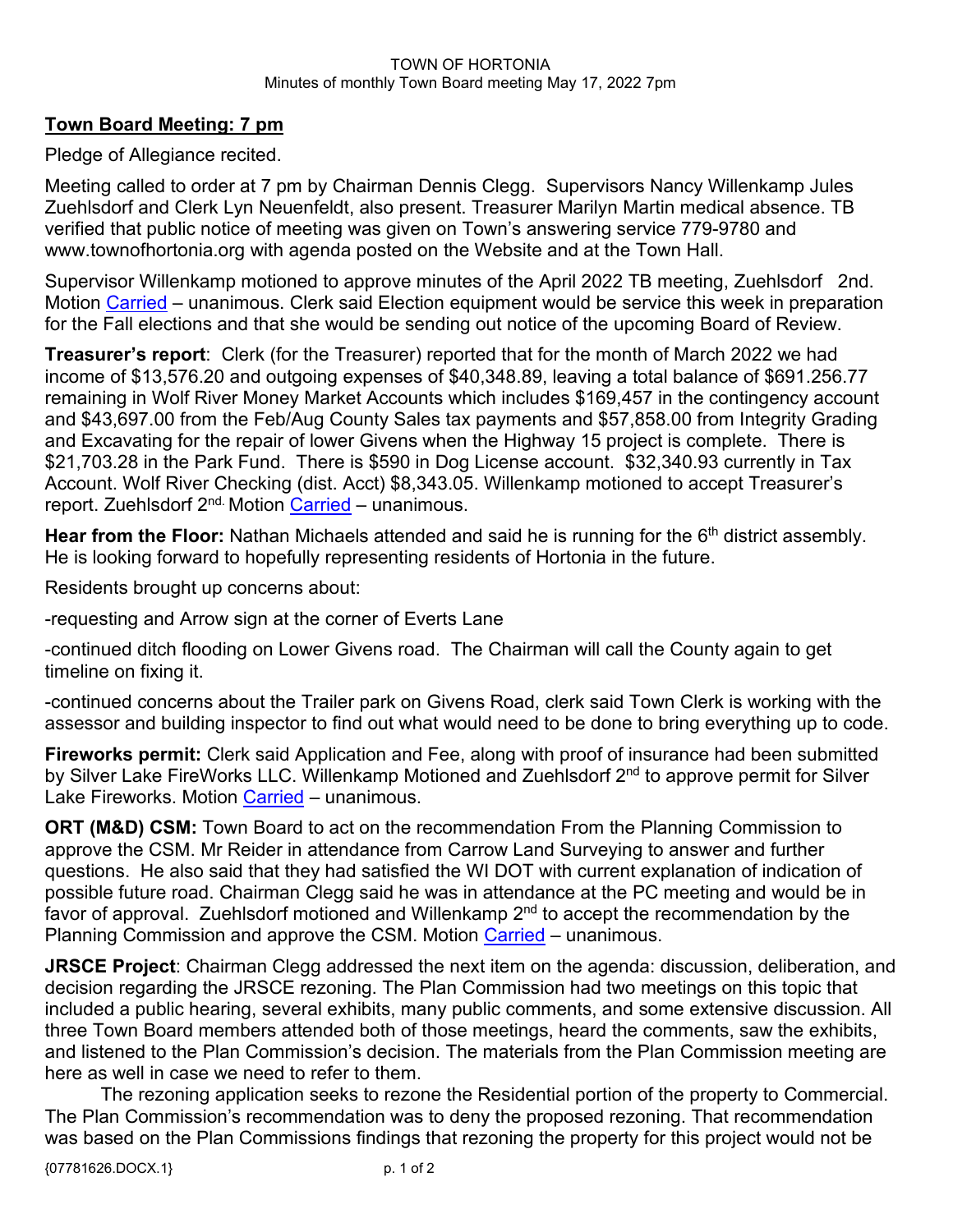TOWN OF HORTONIA
Minutes of monthly Town Board meeting May 17, 2022 7pm

**Town Board Meeting: 7 pm**

Pledge of Allegiance recited.

Meeting called to order at 7 pm by Chairman Dennis Clegg. Supervisors Nancy Willenkamp Jules Zuehlsdorf and Clerk Lyn Neuenfeldt, also present. Treasurer Marilyn Martin medical absence. TB verified that public notice of meeting was given on Town's answering service 779-9780 and www.townofhortonia.org with agenda posted on the Website and at the Town Hall.

Supervisor Willenkamp motioned to approve minutes of the April 2022 TB meeting, Zuehlsdorf 2nd. Motion Carried – unanimous. Clerk said Election equipment would be service this week in preparation for the Fall elections and that she would be sending out notice of the upcoming Board of Review.

**Treasurer's report**: Clerk (for the Treasurer) reported that for the month of March 2022 we had income of $13,576.20 and outgoing expenses of $40,348.89, leaving a total balance of $691.256.77 remaining in Wolf River Money Market Accounts which includes $169,457 in the contingency account and $43,697.00 from the Feb/Aug County Sales tax payments and $57,858.00 from Integrity Grading and Excavating for the repair of lower Givens when the Highway 15 project is complete. There is $21,703.28 in the Park Fund. There is $590 in Dog License account. $32,340.93 currently in Tax Account. Wolf River Checking (dist. Acct) $8,343.05. Willenkamp motioned to accept Treasurer's report. Zuehlsdorf 2nd. Motion Carried – unanimous.

**Hear from the Floor:** Nathan Michaels attended and said he is running for the 6th district assembly. He is looking forward to hopefully representing residents of Hortonia in the future.

Residents brought up concerns about:

-requesting and Arrow sign at the corner of Everts Lane

-continued ditch flooding on Lower Givens road. The Chairman will call the County again to get timeline on fixing it.

-continued concerns about the Trailer park on Givens Road, clerk said Town Clerk is working with the assessor and building inspector to find out what would need to be done to bring everything up to code.

**Fireworks permit:** Clerk said Application and Fee, along with proof of insurance had been submitted by Silver Lake FireWorks LLC. Willenkamp Motioned and Zuehlsdorf 2nd to approve permit for Silver Lake Fireworks. Motion Carried – unanimous.

**ORT (M&D) CSM:** Town Board to act on the recommendation From the Planning Commission to approve the CSM. Mr Reider in attendance from Carrow Land Surveying to answer and further questions. He also said that they had satisfied the WI DOT with current explanation of indication of possible future road. Chairman Clegg said he was in attendance at the PC meeting and would be in favor of approval. Zuehlsdorf motioned and Willenkamp 2nd to accept the recommendation by the Planning Commission and approve the CSM. Motion Carried – unanimous.

**JRSCE Project**: Chairman Clegg addressed the next item on the agenda: discussion, deliberation, and decision regarding the JRSCE rezoning. The Plan Commission had two meetings on this topic that included a public hearing, several exhibits, many public comments, and some extensive discussion. All three Town Board members attended both of those meetings, heard the comments, saw the exhibits, and listened to the Plan Commission's decision. The materials from the Plan Commission meeting are here as well in case we need to refer to them.

The rezoning application seeks to rezone the Residential portion of the property to Commercial. The Plan Commission's recommendation was to deny the proposed rezoning. That recommendation was based on the Plan Commissions findings that rezoning the property for this project would not be

{07781626.DOCX.1}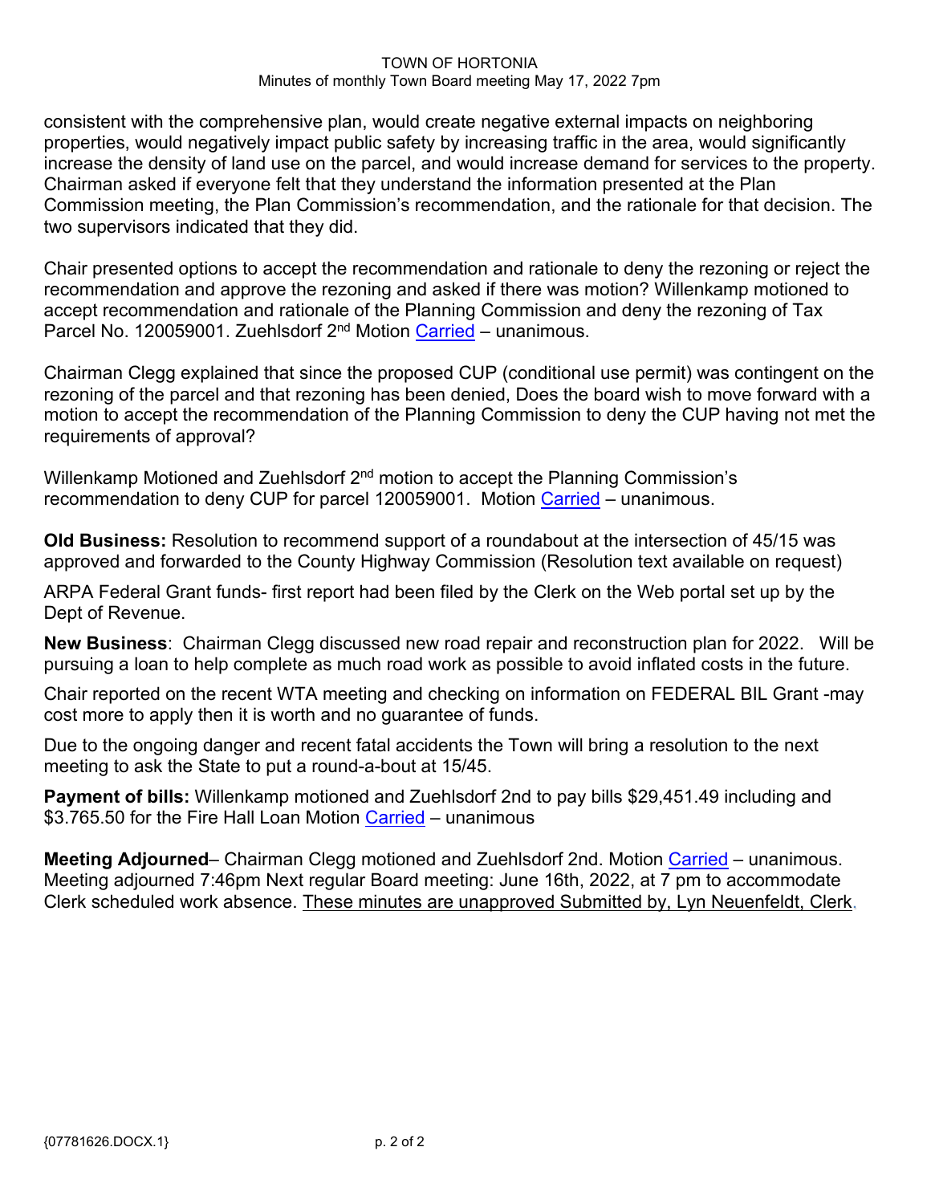consistent with the comprehensive plan, would create negative external impacts on neighboring properties, would negatively impact public safety by increasing traffic in the area, would significantly increase the density of land use on the parcel, and would increase demand for services to the property. Chairman asked if everyone felt that they understand the information presented at the Plan Commission meeting, the Plan Commission's recommendation, and the rationale for that decision. The two supervisors indicated that they did.

Chair presented options to accept the recommendation and rationale to deny the rezoning or reject the recommendation and approve the rezoning and asked if there was motion? Willenkamp motioned to accept recommendation and rationale of the Planning Commission and deny the rezoning of Tax Parcel No. 120059001. Zuehlsdorf 2nd Motion Carried – unanimous.

Chairman Clegg explained that since the proposed CUP (conditional use permit) was contingent on the rezoning of the parcel and that rezoning has been denied, Does the board wish to move forward with a motion to accept the recommendation of the Planning Commission to deny the CUP having not met the requirements of approval?

Willenkamp Motioned and Zuehlsdorf 2nd motion to accept the Planning Commission's recommendation to deny CUP for parcel 120059001. Motion Carried – unanimous.

**Old Business:** Resolution to recommend support of a roundabout at the intersection of 45/15 was approved and forwarded to the County Highway Commission (Resolution text available on request)

ARPA Federal Grant funds- first report had been filed by the Clerk on the Web portal set up by the Dept of Revenue.

**New Business**: Chairman Clegg discussed new road repair and reconstruction plan for 2022. Will be pursuing a loan to help complete as much road work as possible to avoid inflated costs in the future.

Chair reported on the recent WTA meeting and checking on information on FEDERAL BIL Grant -may cost more to apply then it is worth and no guarantee of funds.

Due to the ongoing danger and recent fatal accidents the Town will bring a resolution to the next meeting to ask the State to put a round-a-bout at 15/45.

**Payment of bills:** Willenkamp motioned and Zuehlsdorf 2nd to pay bills $29,451.49 including and $3.765.50 for the Fire Hall Loan Motion Carried – unanimous

**Meeting Adjourned**– Chairman Clegg motioned and Zuehlsdorf 2nd. Motion Carried – unanimous. Meeting adjourned 7:46pm Next regular Board meeting: June 16th, 2022, at 7 pm to accommodate Clerk scheduled work absence. These minutes are unapproved Submitted by, Lyn Neuenfeldt, Clerk.

{07781626.DOCX.1}